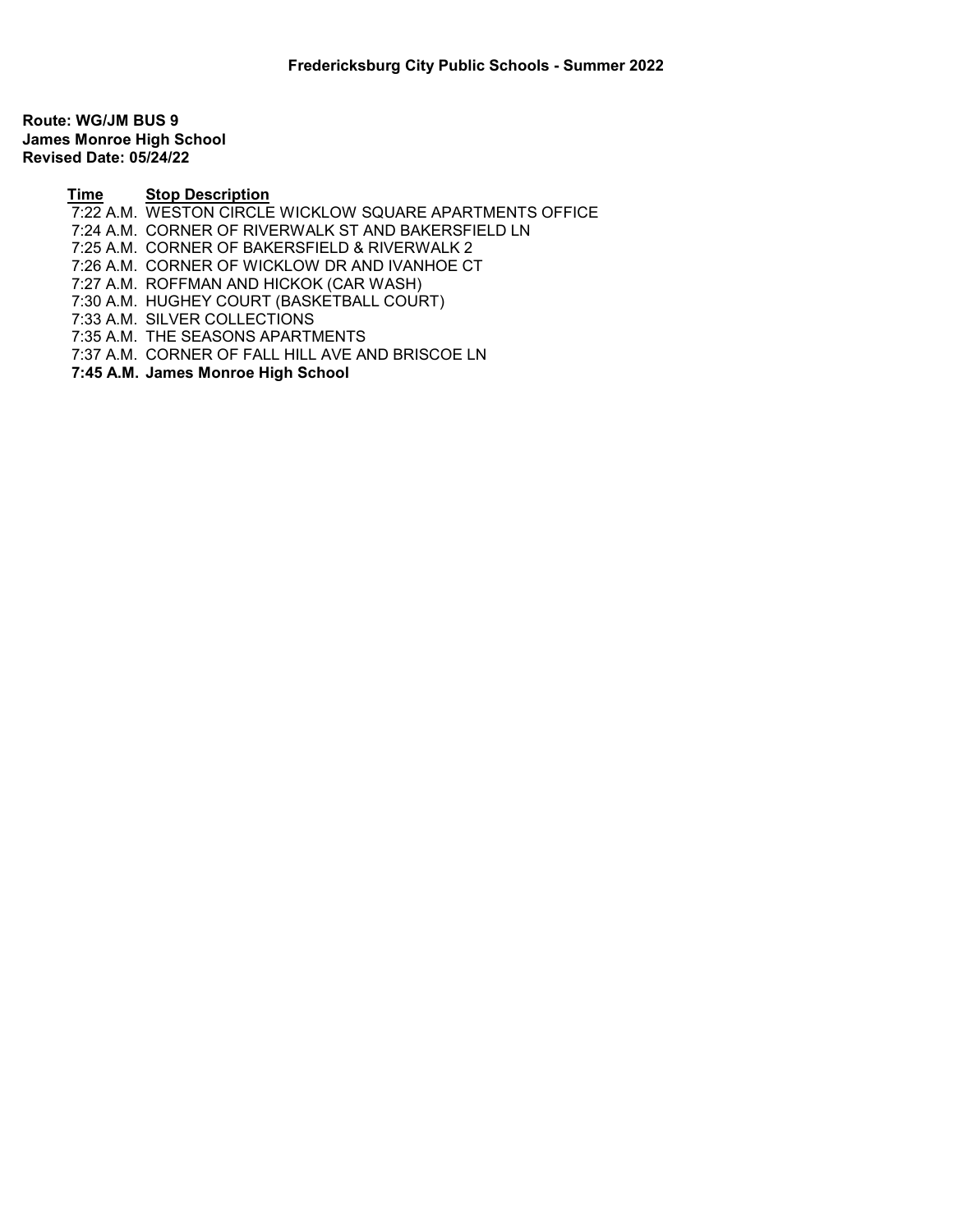# Fredericksburg City Public Schools - Summer 2022

**Route: WG/JM BUS 9**
**James Monroe High School**
**Revised Date: 05/24/22**

| Time | Stop Description |
|---|---|
| 7:22 A.M. | WESTON CIRCLE WICKLOW SQUARE APARTMENTS OFFICE |
| 7:24 A.M. | CORNER OF RIVERWALK ST AND BAKERSFIELD LN |
| 7:25 A.M. | CORNER OF BAKERSFIELD & RIVERWALK 2 |
| 7:26 A.M. | CORNER OF WICKLOW DR AND IVANHOE CT |
| 7:27 A.M. | ROFFMAN AND HICKOK (CAR WASH) |
| 7:30 A.M. | HUGHEY COURT (BASKETBALL COURT) |
| 7:33 A.M. | SILVER COLLECTIONS |
| 7:35 A.M. | THE SEASONS APARTMENTS |
| 7:37 A.M. | CORNER OF FALL HILL AVE AND BRISCOE LN |
| **7:45 A.M.** | **James Monroe High School** |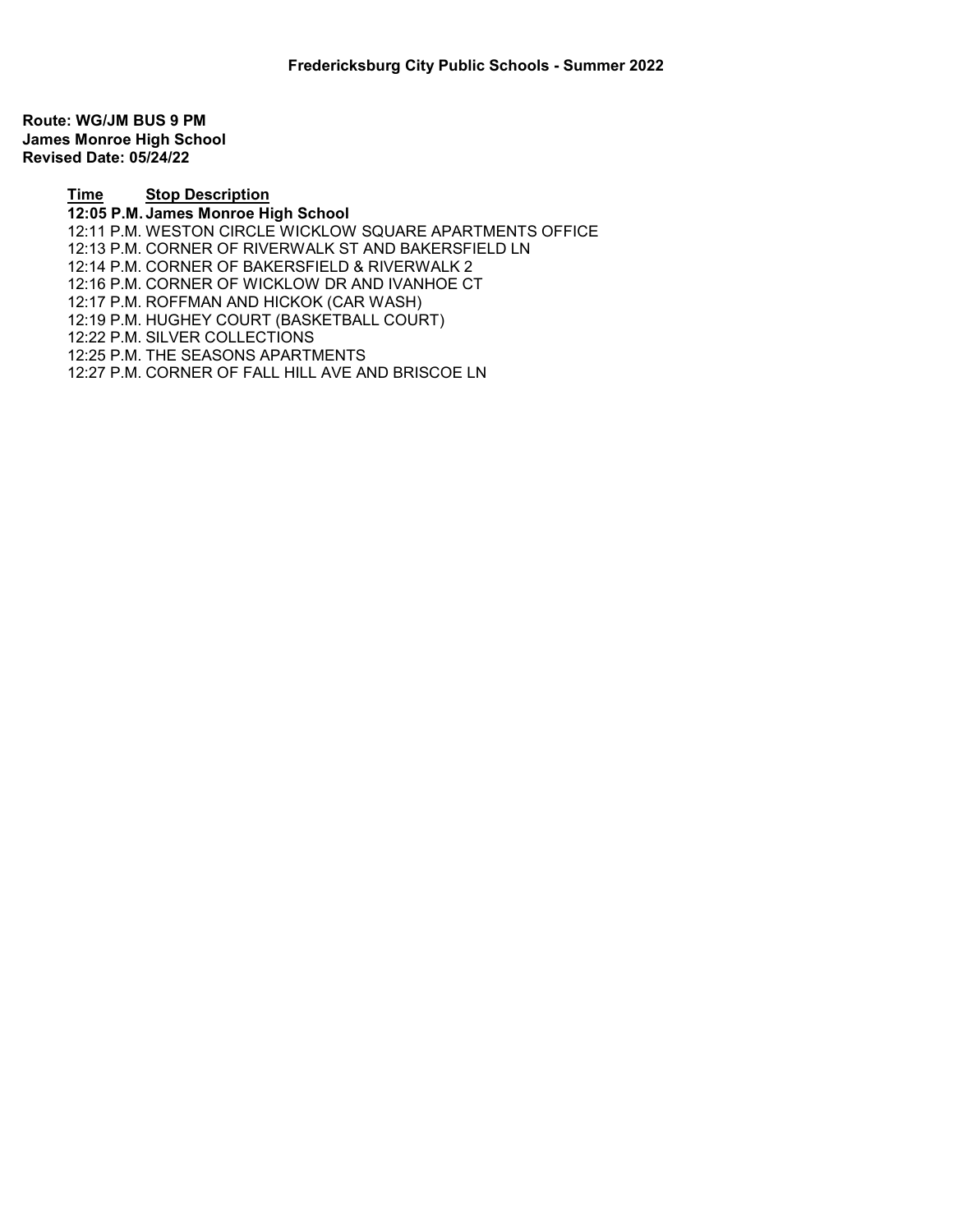**Fredericksburg City Public Schools - Summer 2022**

**Route: WG/JM BUS 9 PM**
**James Monroe High School**
**Revised Date: 05/24/22**

| Time | Stop Description |
|---|---|
| **12:05 P.M.** | **James Monroe High School** |
| 12:11 P.M. | WESTON CIRCLE WICKLOW SQUARE APARTMENTS OFFICE |
| 12:13 P.M. | CORNER OF RIVERWALK ST AND BAKERSFIELD LN |
| 12:14 P.M. | CORNER OF BAKERSFIELD & RIVERWALK 2 |
| 12:16 P.M. | CORNER OF WICKLOW DR AND IVANHOE CT |
| 12:17 P.M. | ROFFMAN AND HICKOK (CAR WASH) |
| 12:19 P.M. | HUGHEY COURT (BASKETBALL COURT) |
| 12:22 P.M. | SILVER COLLECTIONS |
| 12:25 P.M. | THE SEASONS APARTMENTS |
| 12:27 P.M. | CORNER OF FALL HILL AVE AND BRISCOE LN |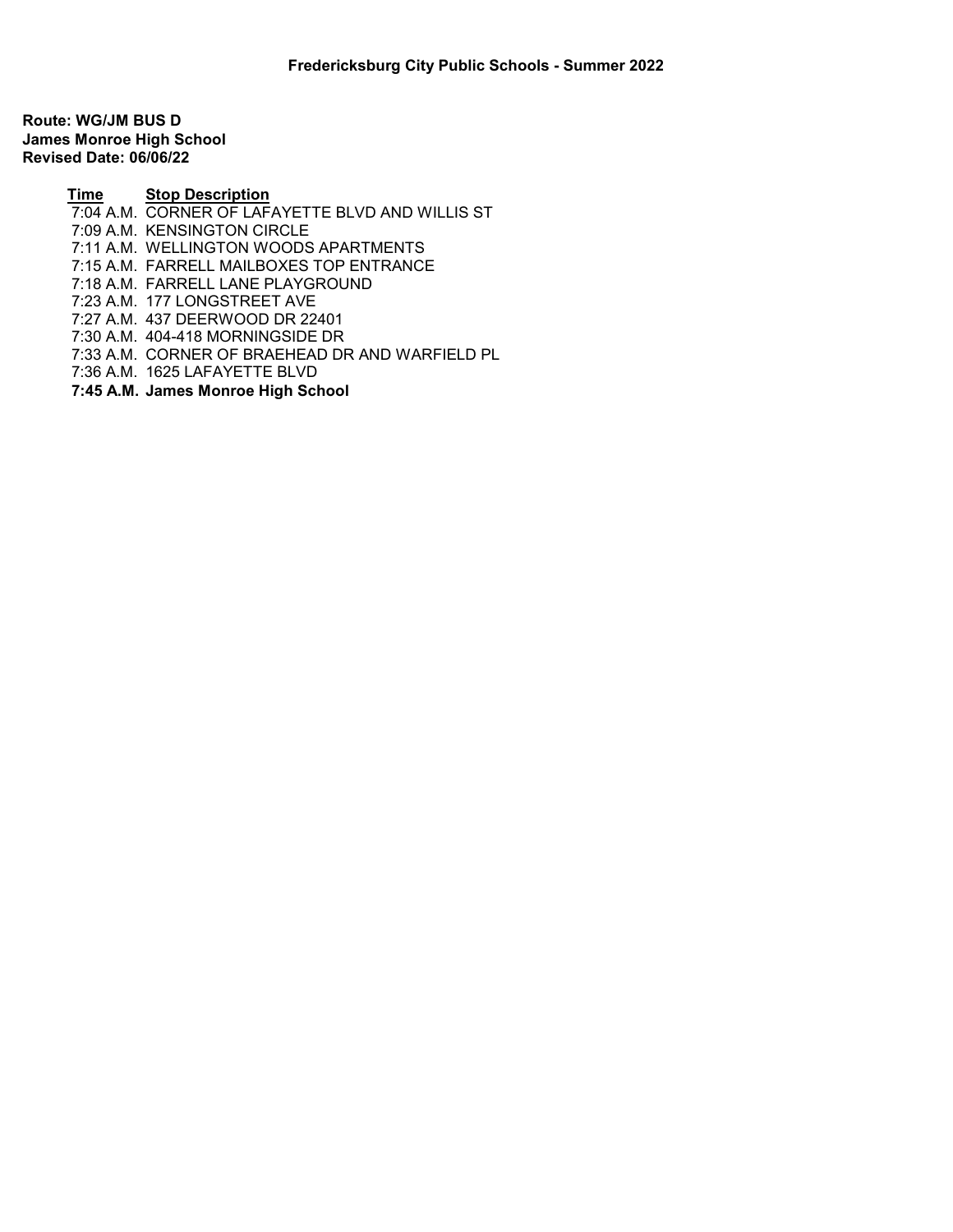**Fredericksburg City Public Schools - Summer 2022**

**Route: WG/JM BUS D**
**James Monroe High School**
**Revised Date: 06/06/22**

| Time | Stop Description |
| --- | --- |
| 7:04 A.M. | CORNER OF LAFAYETTE BLVD AND WILLIS ST |
| 7:09 A.M. | KENSINGTON CIRCLE |
| 7:11 A.M. | WELLINGTON WOODS APARTMENTS |
| 7:15 A.M. | FARRELL MAILBOXES TOP ENTRANCE |
| 7:18 A.M. | FARRELL LANE PLAYGROUND |
| 7:23 A.M. | 177 LONGSTREET AVE |
| 7:27 A.M. | 437 DEERWOOD DR 22401 |
| 7:30 A.M. | 404-418 MORNINGSIDE DR |
| 7:33 A.M. | CORNER OF BRAEHEAD DR AND WARFIELD PL |
| 7:36 A.M. | 1625 LAFAYETTE BLVD |
| **7:45 A.M.** | **James Monroe High School** |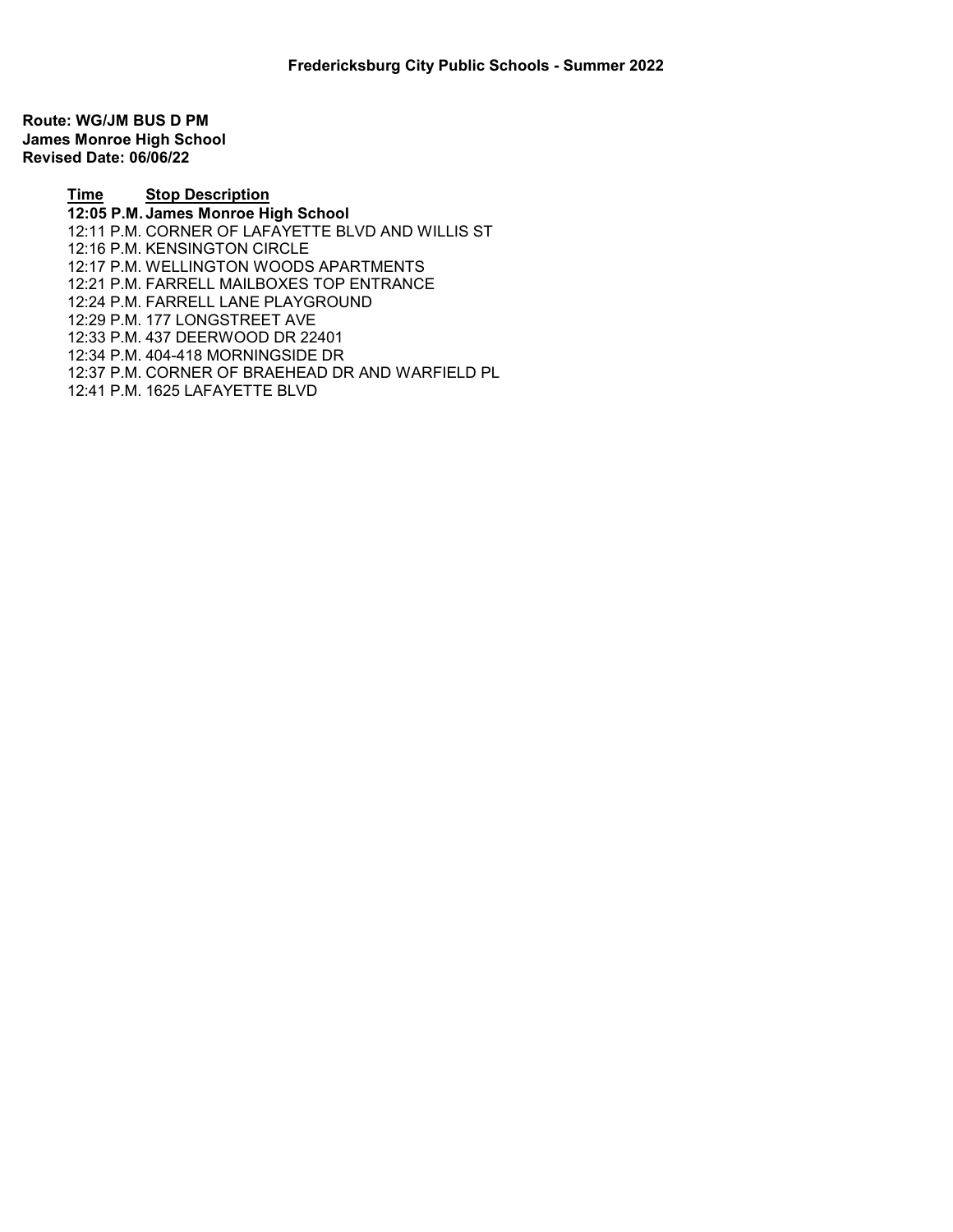**Fredericksburg City Public Schools - Summer 2022**

**Route: WG/JM BUS D PM**
**James Monroe High School**
**Revised Date: 06/06/22**

| Time | Stop Description |
|---|---|
| **12:05 P.M.** | **James Monroe High School** |
| 12:11 P.M. | CORNER OF LAFAYETTE BLVD AND WILLIS ST |
| 12:16 P.M. | KENSINGTON CIRCLE |
| 12:17 P.M. | WELLINGTON WOODS APARTMENTS |
| 12:21 P.M. | FARRELL MAILBOXES TOP ENTRANCE |
| 12:24 P.M. | FARRELL LANE PLAYGROUND |
| 12:29 P.M. | 177 LONGSTREET AVE |
| 12:33 P.M. | 437 DEERWOOD DR 22401 |
| 12:34 P.M. | 404-418 MORNINGSIDE DR |
| 12:37 P.M. | CORNER OF BRAEHEAD DR AND WARFIELD PL |
| 12:41 P.M. | 1625 LAFAYETTE BLVD |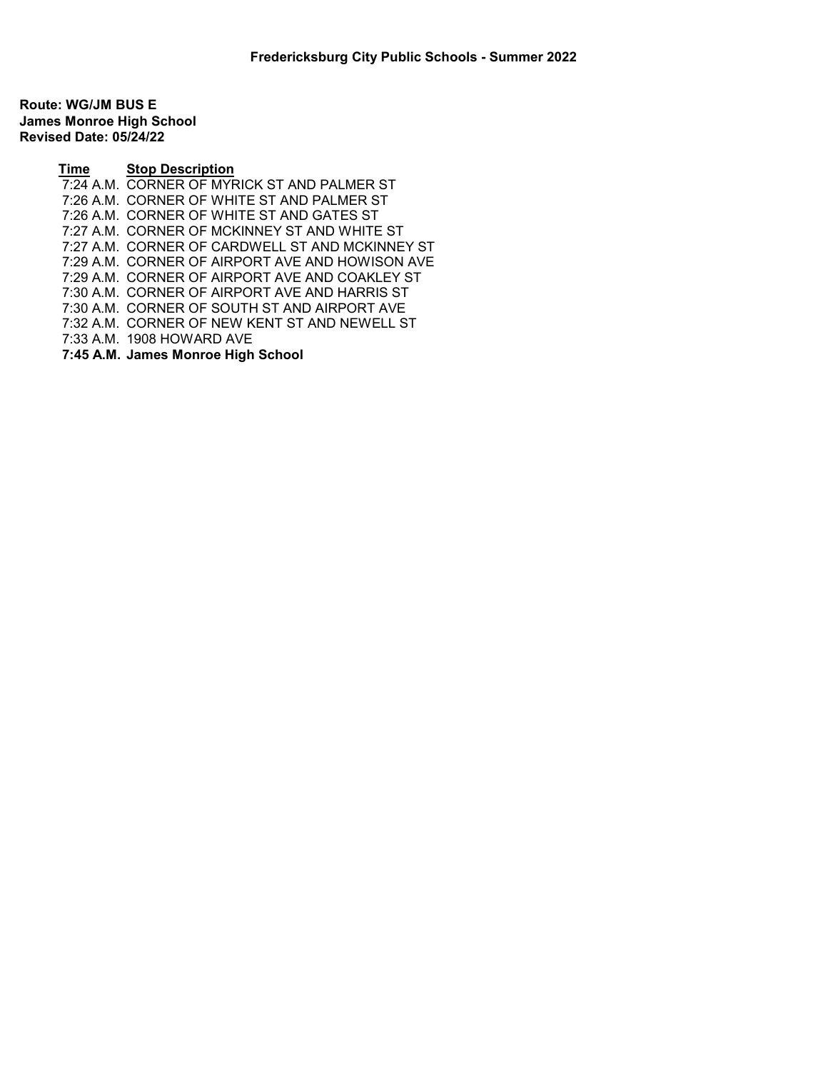**Fredericksburg City Public Schools - Summer 2022**

**Route: WG/JM BUS E**
**James Monroe High School**
**Revised Date: 05/24/22**

| Time | Stop Description |
| --- | --- |
| 7:24 A.M. | CORNER OF MYRICK ST AND PALMER ST |
| 7:26 A.M. | CORNER OF WHITE ST AND PALMER ST |
| 7:26 A.M. | CORNER OF WHITE ST AND GATES ST |
| 7:27 A.M. | CORNER OF MCKINNEY ST AND WHITE ST |
| 7:27 A.M. | CORNER OF CARDWELL ST AND MCKINNEY ST |
| 7:29 A.M. | CORNER OF AIRPORT AVE AND HOWISON AVE |
| 7:29 A.M. | CORNER OF AIRPORT AVE AND COAKLEY ST |
| 7:30 A.M. | CORNER OF AIRPORT AVE AND HARRIS ST |
| 7:30 A.M. | CORNER OF SOUTH ST AND AIRPORT AVE |
| 7:32 A.M. | CORNER OF NEW KENT ST AND NEWELL ST |
| 7:33 A.M. | 1908 HOWARD AVE |
| **7:45 A.M.** | **James Monroe High School** |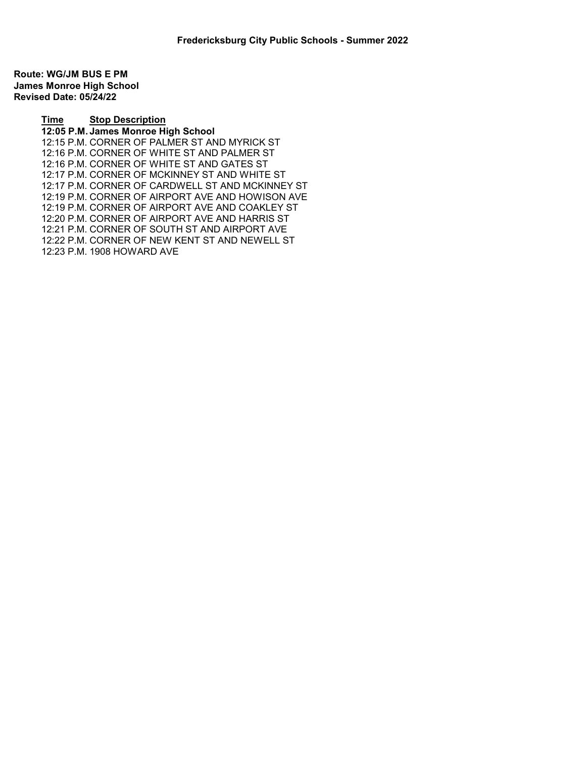**Fredericksburg City Public Schools - Summer 2022**

**Route: WG/JM BUS E PM**
**James Monroe High School**
**Revised Date: 05/24/22**

| Time | Stop Description |
| --- | --- |
| **12:05 P.M.** | **James Monroe High School** |
| 12:15 P.M. | CORNER OF PALMER ST AND MYRICK ST |
| 12:16 P.M. | CORNER OF WHITE ST AND PALMER ST |
| 12:16 P.M. | CORNER OF WHITE ST AND GATES ST |
| 12:17 P.M. | CORNER OF MCKINNEY ST AND WHITE ST |
| 12:17 P.M. | CORNER OF CARDWELL ST AND MCKINNEY ST |
| 12:19 P.M. | CORNER OF AIRPORT AVE AND HOWISON AVE |
| 12:19 P.M. | CORNER OF AIRPORT AVE AND COAKLEY ST |
| 12:20 P.M. | CORNER OF AIRPORT AVE AND HARRIS ST |
| 12:21 P.M. | CORNER OF SOUTH ST AND AIRPORT AVE |
| 12:22 P.M. | CORNER OF NEW KENT ST AND NEWELL ST |
| 12:23 P.M. | 1908 HOWARD AVE |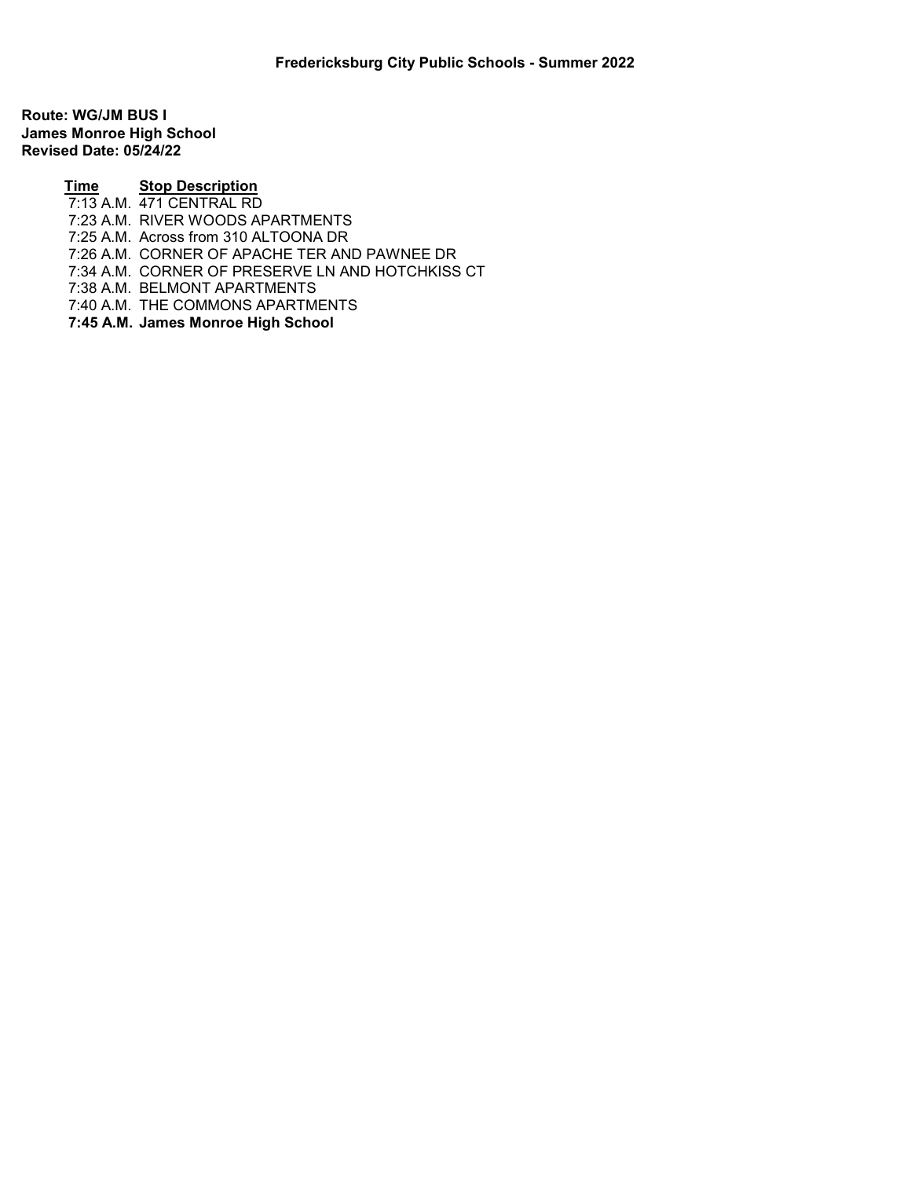**Fredericksburg City Public Schools - Summer 2022**

**Route: WG/JM BUS I**
**James Monroe High School**
**Revised Date: 05/24/22**

| Time | Stop Description |
| --- | --- |
| 7:13 A.M. | 471 CENTRAL RD |
| 7:23 A.M. | RIVER WOODS APARTMENTS |
| 7:25 A.M. | Across from 310 ALTOONA DR |
| 7:26 A.M. | CORNER OF APACHE TER AND PAWNEE DR |
| 7:34 A.M. | CORNER OF PRESERVE LN AND HOTCHKISS CT |
| 7:38 A.M. | BELMONT APARTMENTS |
| 7:40 A.M. | THE COMMONS APARTMENTS |
| **7:45 A.M.** | **James Monroe High School** |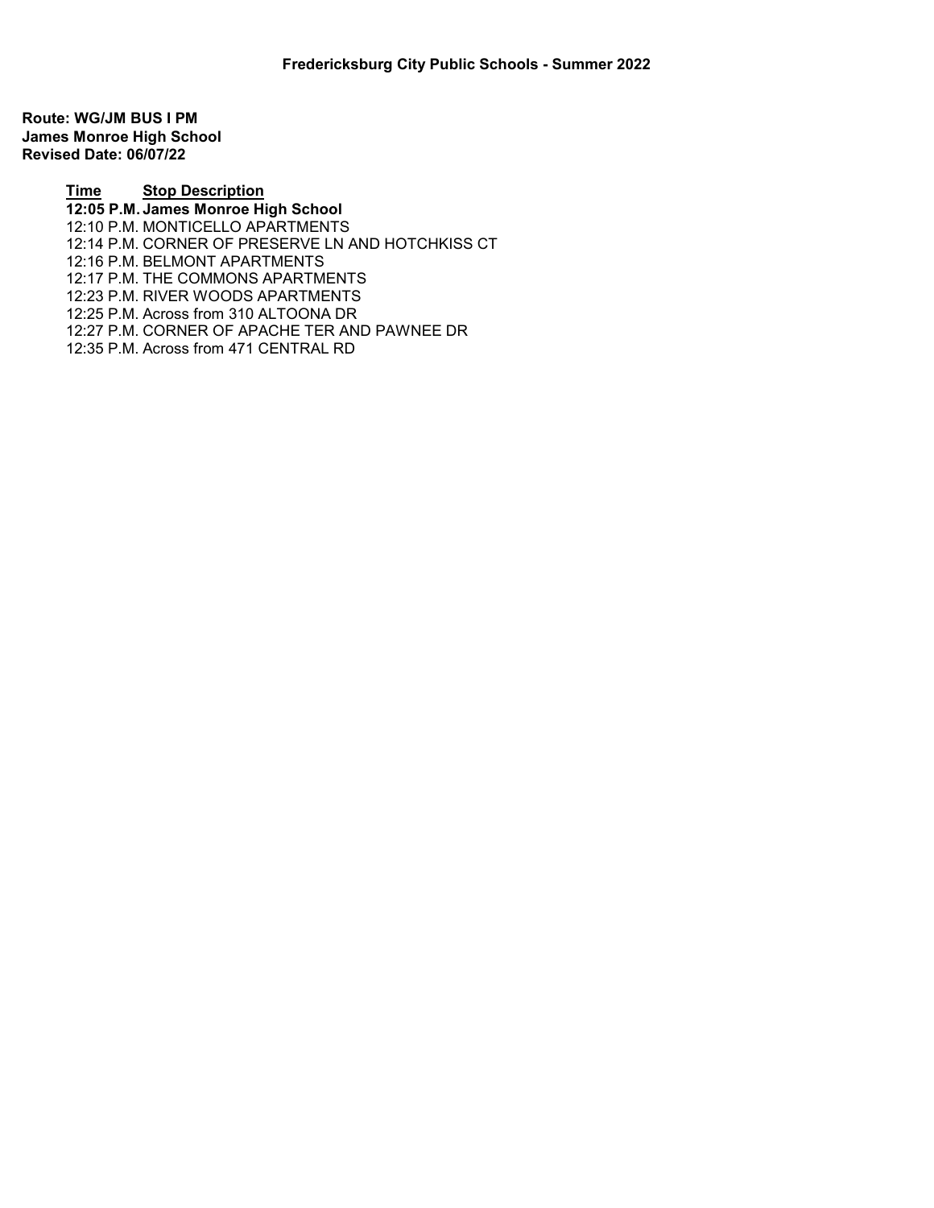## Fredericksburg City Public Schools - Summer 2022

**Route: WG/JM BUS I PM**
**James Monroe High School**
**Revised Date: 06/07/22**

| Time | Stop Description |
|---|---|
| **12:05 P.M.** | **James Monroe High School** |
| 12:10 P.M. | MONTICELLO APARTMENTS |
| 12:14 P.M. | CORNER OF PRESERVE LN AND HOTCHKISS CT |
| 12:16 P.M. | BELMONT APARTMENTS |
| 12:17 P.M. | THE COMMONS APARTMENTS |
| 12:23 P.M. | RIVER WOODS APARTMENTS |
| 12:25 P.M. | Across from 310 ALTOONA DR |
| 12:27 P.M. | CORNER OF APACHE TER AND PAWNEE DR |
| 12:35 P.M. | Across from 471 CENTRAL RD |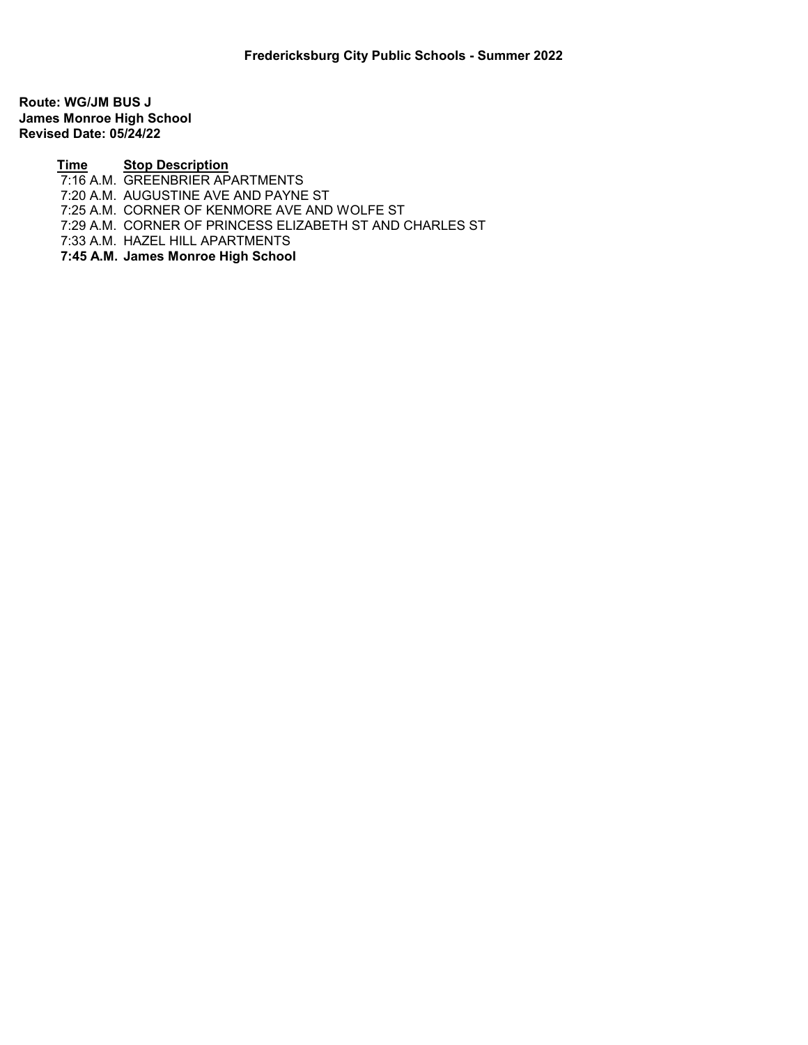**Fredericksburg City Public Schools - Summer 2022**

**Route: WG/JM BUS J**
**James Monroe High School**
**Revised Date: 05/24/22**

| Time | Stop Description |
| --- | --- |
| 7:16 A.M. | GREENBRIER APARTMENTS |
| 7:20 A.M. | AUGUSTINE AVE AND PAYNE ST |
| 7:25 A.M. | CORNER OF KENMORE AVE AND WOLFE ST |
| 7:29 A.M. | CORNER OF PRINCESS ELIZABETH ST AND CHARLES ST |
| 7:33 A.M. | HAZEL HILL APARTMENTS |
| **7:45 A.M.** | **James Monroe High School** |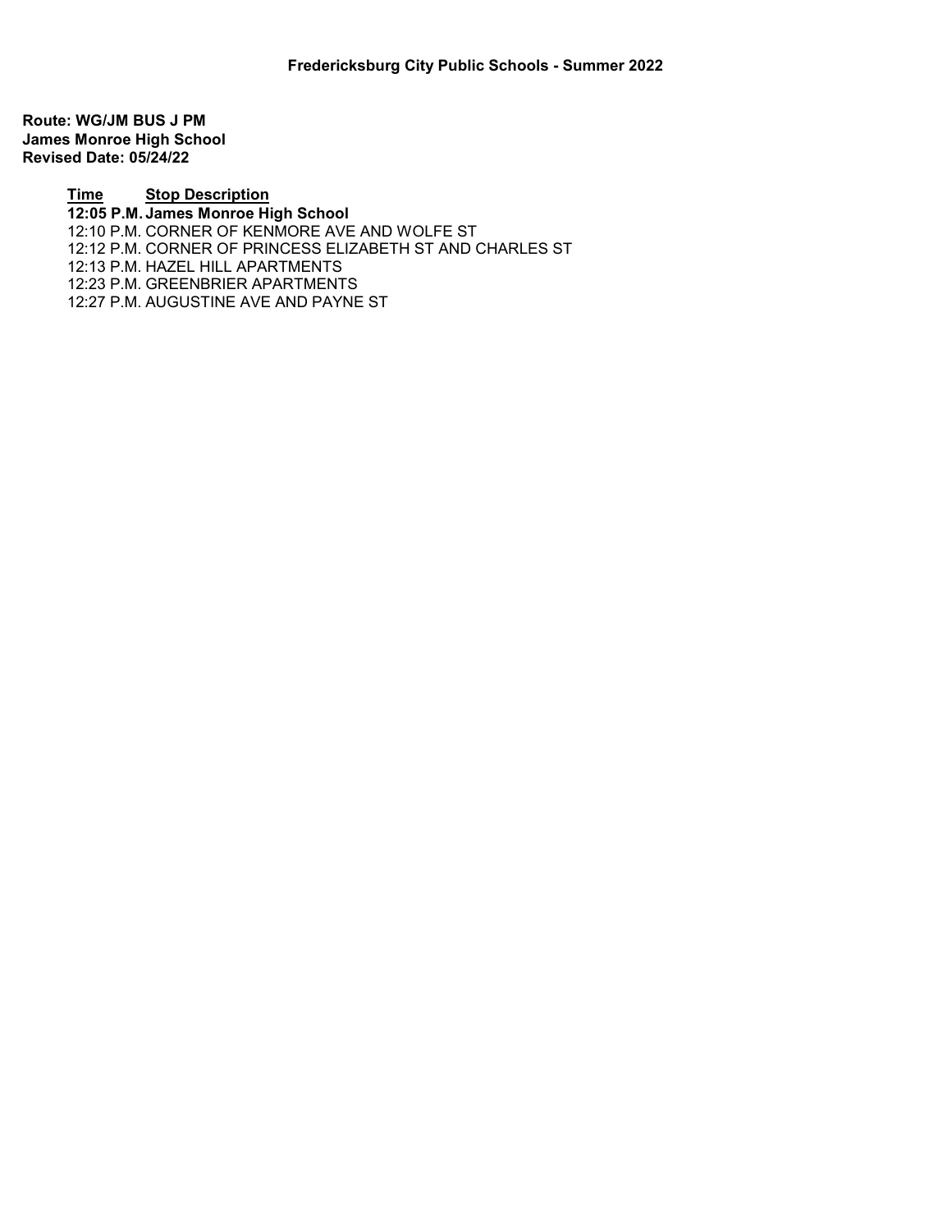# Fredericksburg City Public Schools - Summer 2022

**Route: WG/JM BUS J PM**
**James Monroe High School**
**Revised Date: 05/24/22**

| Time | Stop Description |
| --- | --- |
| **12:05 P.M.** | **James Monroe High School** |
| 12:10 P.M. | CORNER OF KENMORE AVE AND WOLFE ST |
| 12:12 P.M. | CORNER OF PRINCESS ELIZABETH ST AND CHARLES ST |
| 12:13 P.M. | HAZEL HILL APARTMENTS |
| 12:23 P.M. | GREENBRIER APARTMENTS |
| 12:27 P.M. | AUGUSTINE AVE AND PAYNE ST |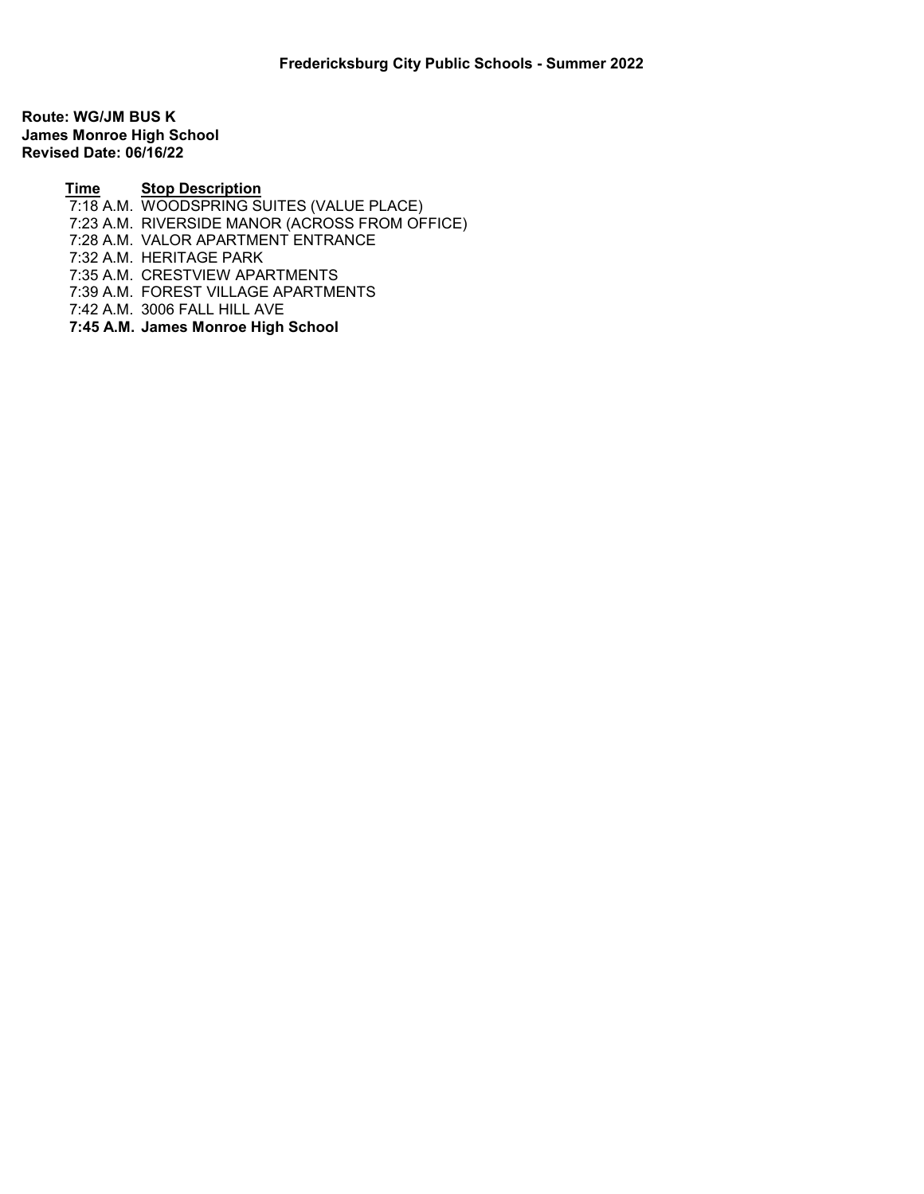**Fredericksburg City Public Schools - Summer 2022**

**Route: WG/JM BUS K**
**James Monroe High School**
**Revised Date: 06/16/22**

| Time | Stop Description |
|---|---|
| 7:18 A.M. | WOODSPRING SUITES (VALUE PLACE) |
| 7:23 A.M. | RIVERSIDE MANOR (ACROSS FROM OFFICE) |
| 7:28 A.M. | VALOR APARTMENT ENTRANCE |
| 7:32 A.M. | HERITAGE PARK |
| 7:35 A.M. | CRESTVIEW APARTMENTS |
| 7:39 A.M. | FOREST VILLAGE APARTMENTS |
| 7:42 A.M. | 3006 FALL HILL AVE |
| **7:45 A.M.** | **James Monroe High School** |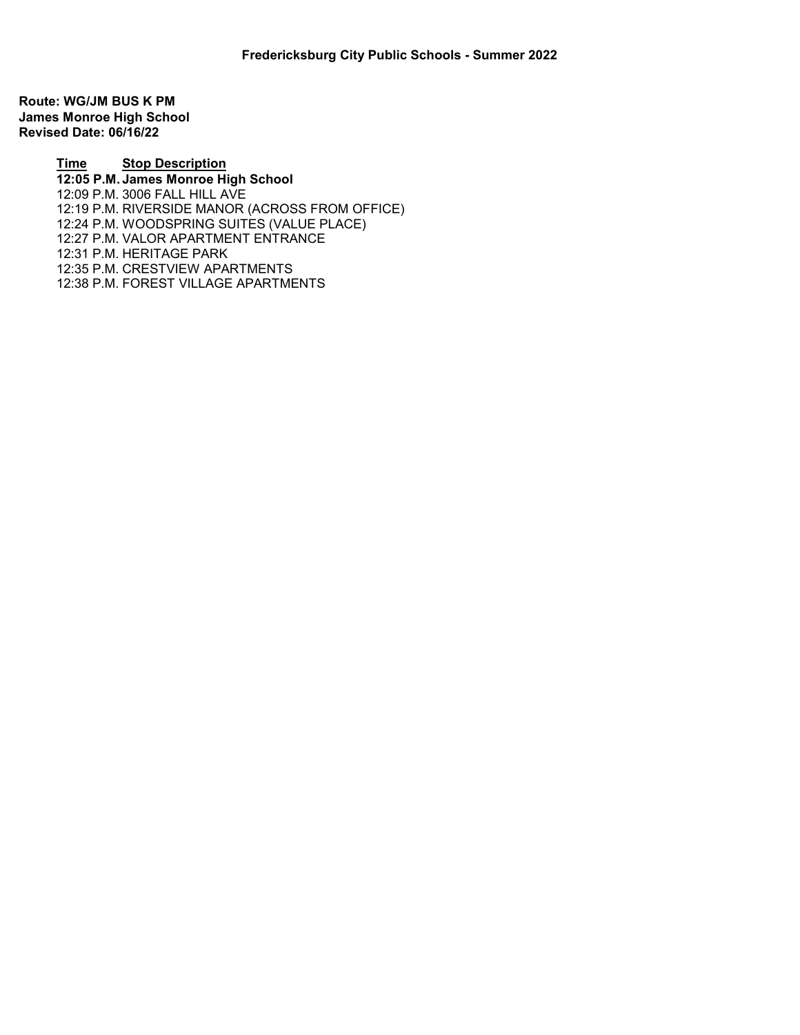**Fredericksburg City Public Schools - Summer 2022**

**Route: WG/JM BUS K PM**
**James Monroe High School**
**Revised Date: 06/16/22**

| Time | Stop Description |
| --- | --- |
| **12:05 P.M.** | **James Monroe High School** |
| 12:09 P.M. | 3006 FALL HILL AVE |
| 12:19 P.M. | RIVERSIDE MANOR (ACROSS FROM OFFICE) |
| 12:24 P.M. | WOODSPRING SUITES (VALUE PLACE) |
| 12:27 P.M. | VALOR APARTMENT ENTRANCE |
| 12:31 P.M. | HERITAGE PARK |
| 12:35 P.M. | CRESTVIEW APARTMENTS |
| 12:38 P.M. | FOREST VILLAGE APARTMENTS |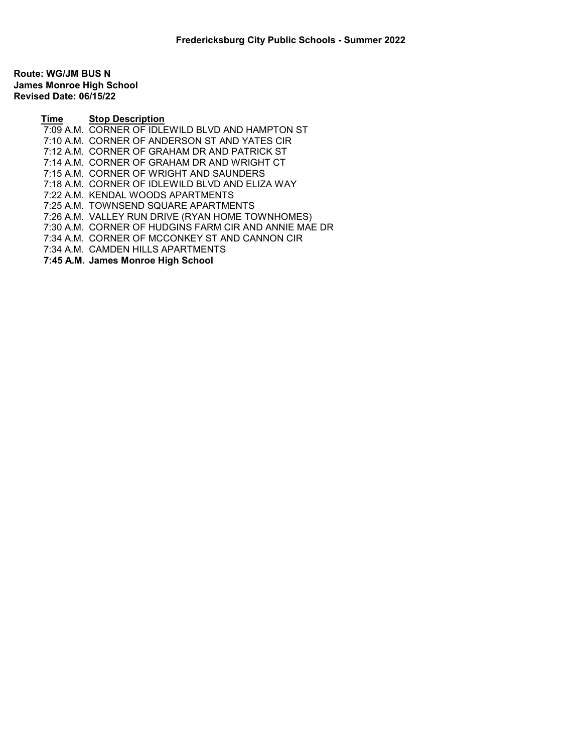**Fredericksburg City Public Schools - Summer 2022**

**Route: WG/JM BUS N**
**James Monroe High School**
**Revised Date: 06/15/22**

| Time | Stop Description |
|---|---|
| 7:09 A.M. | CORNER OF IDLEWILD BLVD AND HAMPTON ST |
| 7:10 A.M. | CORNER OF ANDERSON ST AND YATES CIR |
| 7:12 A.M. | CORNER OF GRAHAM DR AND PATRICK ST |
| 7:14 A.M. | CORNER OF GRAHAM DR AND WRIGHT CT |
| 7:15 A.M. | CORNER OF WRIGHT AND SAUNDERS |
| 7:18 A.M. | CORNER OF IDLEWILD BLVD AND ELIZA WAY |
| 7:22 A.M. | KENDAL WOODS APARTMENTS |
| 7:25 A.M. | TOWNSEND SQUARE APARTMENTS |
| 7:26 A.M. | VALLEY RUN DRIVE (RYAN HOME TOWNHOMES) |
| 7:30 A.M. | CORNER OF HUDGINS FARM CIR AND ANNIE MAE DR |
| 7:34 A.M. | CORNER OF MCCONKEY ST AND CANNON CIR |
| 7:34 A.M. | CAMDEN HILLS APARTMENTS |
| **7:45 A.M.** | **James Monroe High School** |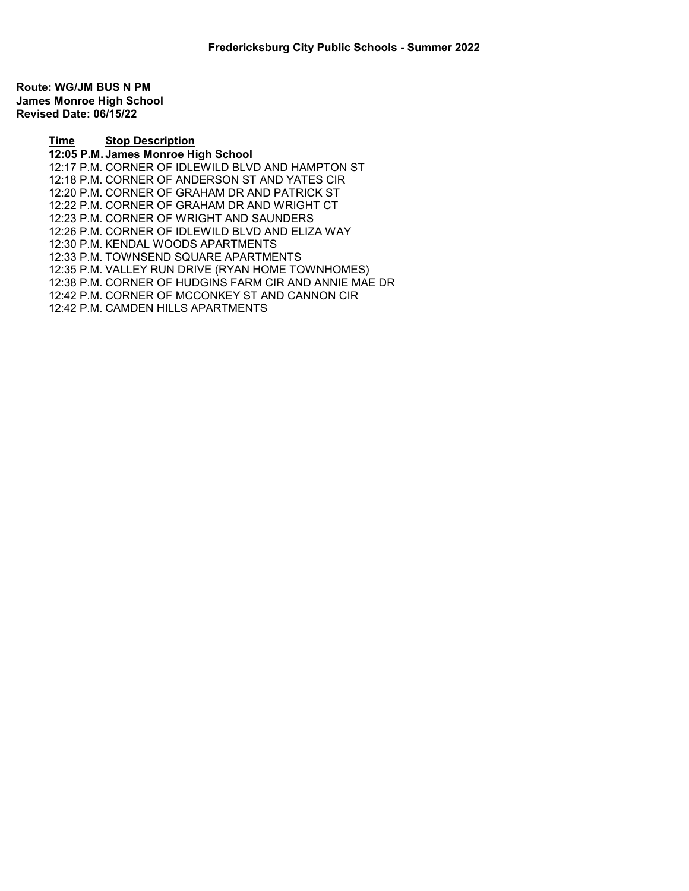**Fredericksburg City Public Schools - Summer 2022**

**Route: WG/JM BUS N PM**
**James Monroe High School**
**Revised Date: 06/15/22**

| Time | Stop Description |
|---|---|
| **12:05 P.M.** | **James Monroe High School** |
| 12:17 P.M. | CORNER OF IDLEWILD BLVD AND HAMPTON ST |
| 12:18 P.M. | CORNER OF ANDERSON ST AND YATES CIR |
| 12:20 P.M. | CORNER OF GRAHAM DR AND PATRICK ST |
| 12:22 P.M. | CORNER OF GRAHAM DR AND WRIGHT CT |
| 12:23 P.M. | CORNER OF WRIGHT AND SAUNDERS |
| 12:26 P.M. | CORNER OF IDLEWILD BLVD AND ELIZA WAY |
| 12:30 P.M. | KENDAL WOODS APARTMENTS |
| 12:33 P.M. | TOWNSEND SQUARE APARTMENTS |
| 12:35 P.M. | VALLEY RUN DRIVE (RYAN HOME TOWNHOMES) |
| 12:38 P.M. | CORNER OF HUDGINS FARM CIR AND ANNIE MAE DR |
| 12:42 P.M. | CORNER OF MCCONKEY ST AND CANNON CIR |
| 12:42 P.M. | CAMDEN HILLS APARTMENTS |